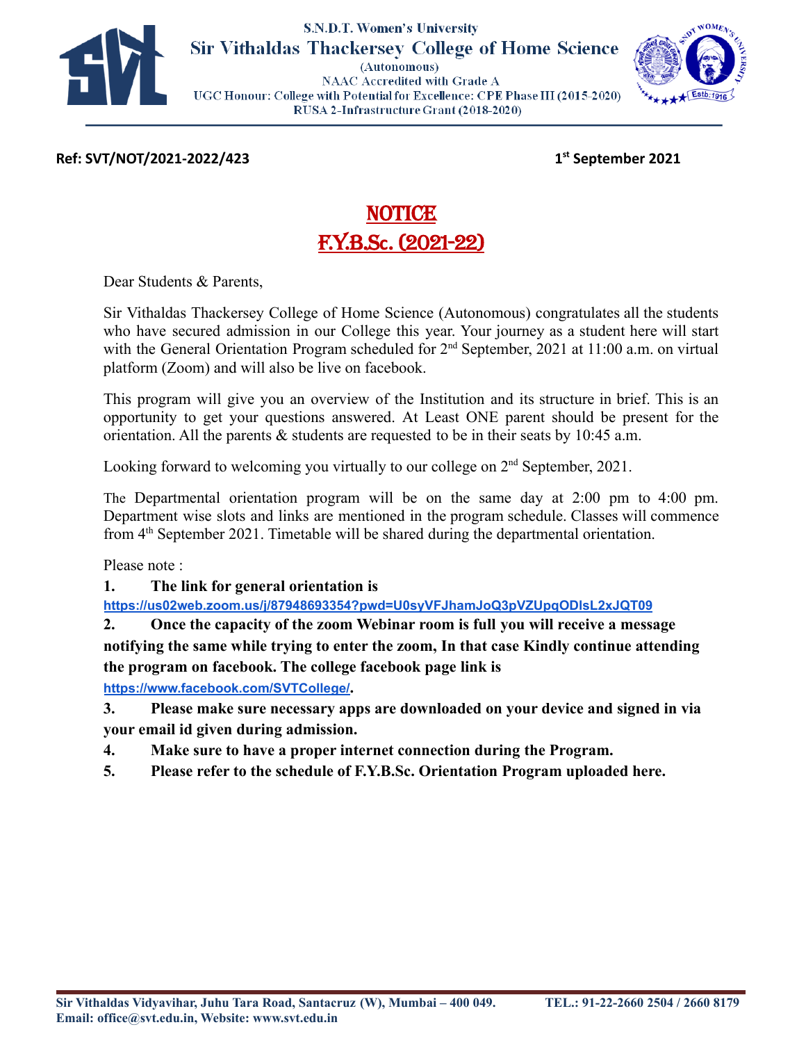S.N.D.T. Women's University

**Sir Vithaldas Thackersey College of Home Science**

(Autonomous)
NAAC Accredited with Grade A
UGC Honour: College with Potential for Excellence: CPE Phase III (2015-2020)
RUSA 2-Infrastructure Grant (2018-2020)

**Ref: SVT/NOT/2021-2022/423** **1st September 2021**

# NOTICE
# F.Y.B.Sc. (2021-22)

Dear Students & Parents,

Sir Vithaldas Thackersey College of Home Science (Autonomous) congratulates all the students who have secured admission in our College this year. Your journey as a student here will start with the General Orientation Program scheduled for 2nd September, 2021 at 11:00 a.m. on virtual platform (Zoom) and will also be live on facebook.

This program will give you an overview of the Institution and its structure in brief. This is an opportunity to get your questions answered. At Least ONE parent should be present for the orientation. All the parents & students are requested to be in their seats by 10:45 a.m.

Looking forward to welcoming you virtually to our college on 2nd September, 2021.

The Departmental orientation program will be on the same day at 2:00 pm to 4:00 pm. Department wise slots and links are mentioned in the program schedule. Classes will commence from 4th September 2021. Timetable will be shared during the departmental orientation.

Please note :

1. **The link for general orientation is** **https://us02web.zoom.us/j/87948693354?pwd=U0syVFJhamJoQ3pVZUpqODlsL2xJQT09**
2. **Once the capacity of the zoom Webinar room is full you will receive a message notifying the same while trying to enter the zoom, In that case Kindly continue attending the program on facebook. The college facebook page link is** **https://www.facebook.com/SVTCollege/.**
3. **Please make sure necessary apps are downloaded on your device and signed in via your email id given during admission.**
4. **Make sure to have a proper internet connection during the Program.**
5. **Please refer to the schedule of F.Y.B.Sc. Orientation Program uploaded here.**

**Sir Vithaldas Vidyavihar, Juhu Tara Road, Santacruz (W), Mumbai – 400 049.** **TEL.: 91-22-2660 2504 / 2660 8179**
**Email: office@svt.edu.in, Website: www.svt.edu.in**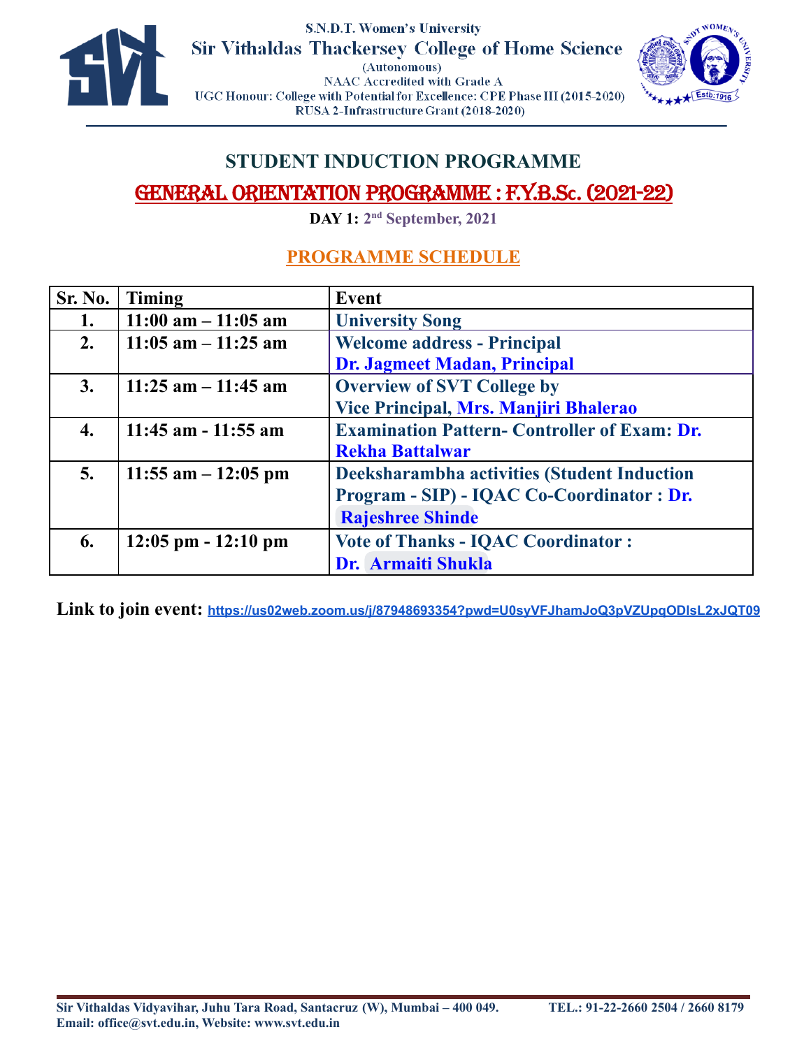S.N.D.T. Women's University

Sir Vithaldas Thackersey College of Home Science

(Autonomous)

NAAC Accredited with Grade A

UGC Honour: College with Potential for Excellence: CPE Phase III (2015-2020)

RUSA 2-Infrastructure Grant (2018-2020)

## STUDENT INDUCTION PROGRAMME

## GENERAL ORIENTATION PROGRAMME : F.Y.B.Sc. (2021-22)

**DAY 1: 2nd September, 2021**

### PROGRAMME SCHEDULE

| Sr. No. | Timing | Event |
|---|---|---|
| 1. | 11:00 am – 11:05 am | University Song |
| 2. | 11:05 am – 11:25 am | Welcome address - Principal Dr. Jagmeet Madan, Principal |
| 3. | 11:25 am – 11:45 am | Overview of SVT College by Vice Principal, Mrs. Manjiri Bhalerao |
| 4. | 11:45 am - 11:55 am | Examination Pattern- Controller of Exam: Dr. Rekha Battalwar |
| 5. | 11:55 am – 12:05 pm | Deeksharambha activities (Student Induction Program - SIP) - IQAC Co-Coordinator : Dr. Rajeshree Shinde |
| 6. | 12:05 pm - 12:10 pm | Vote of Thanks - IQAC Coordinator : Dr. Armaiti Shukla |

**Link to join event:** https://us02web.zoom.us/j/87948693354?pwd=U0syVFJhamJoQ3pVZUpqODlsL2xJQT09

Sir Vithaldas Vidyavihar, Juhu Tara Road, Santacruz (W), Mumbai – 400 049. TEL.: 91-22-2660 2504 / 2660 8179
Email: office@svt.edu.in, Website: www.svt.edu.in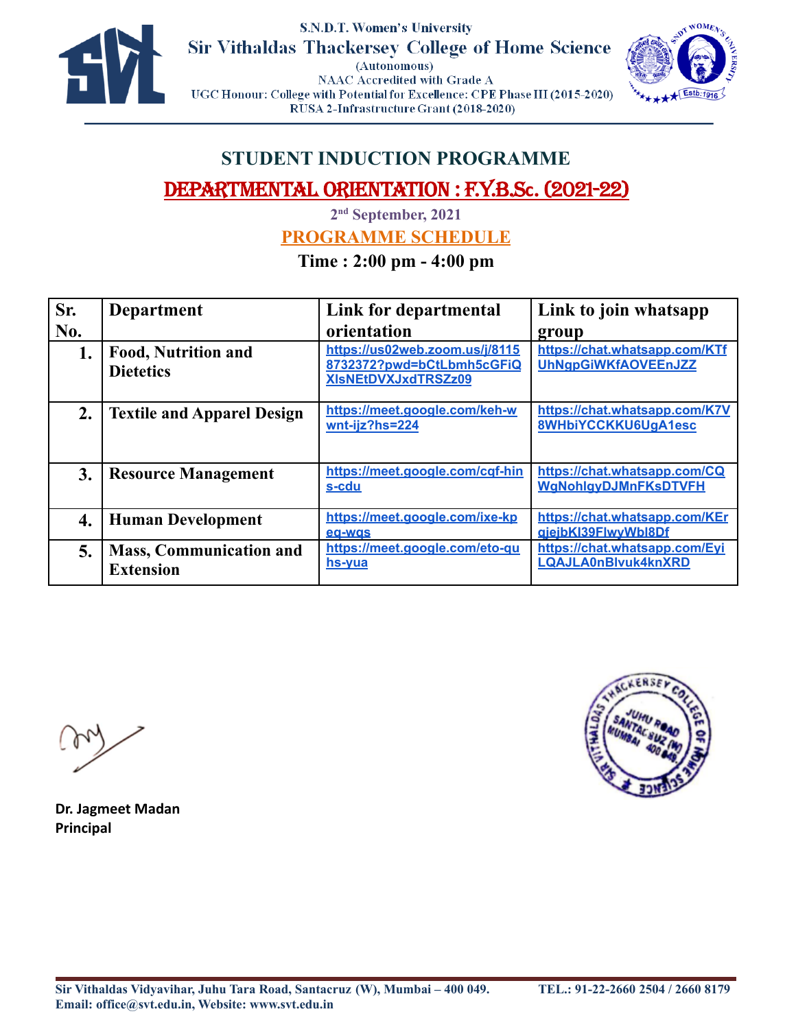S.N.D.T. Women's University

**Sir Vithaldas Thackersey College of Home Science**

(Autonomous)

NAAC Accredited with Grade A

UGC Honour: College with Potential for Excellence: CPE Phase III (2015-2020)

RUSA 2-Infrastructure Grant (2018-2020)

## STUDENT INDUCTION PROGRAMME

## DEPARTMENTAL ORIENTATION : F.Y.B.Sc. (2021-22)

**2nd September, 2021**

### PROGRAMME SCHEDULE

**Time : 2:00 pm - 4:00 pm**

| Sr. No. | Department | Link for departmental orientation | Link to join whatsapp group |
|---|---|---|---|
| 1. | Food, Nutrition and Dietetics | https://us02web.zoom.us/j/81158732372?pwd=bCtLbmh5cGFiQXlsNEtDVXJxdTRSZz09 | https://chat.whatsapp.com/KTfUhNgpGiWKfAOVEEnJZZ |
| 2. | Textile and Apparel Design | https://meet.google.com/keh-wwnt-ijz?hs=224 | https://chat.whatsapp.com/K7V8WHbiYCCKKU6UgA1esc |
| 3. | Resource Management | https://meet.google.com/cqf-hins-cdu | https://chat.whatsapp.com/CQWgNohlgyDJMnFKsDTVFH |
| 4. | Human Development | https://meet.google.com/ixe-kpeq-wqs | https://chat.whatsapp.com/KErqjejbKl39FlwyWbl8Df |
| 5. | Mass, Communication and Extension | https://meet.google.com/eto-quhs-yua | https://chat.whatsapp.com/EyiLQAJLA0nBlvuk4knXRD |

**Dr. Jagmeet Madan**
**Principal**

Sir Vithaldas Vidyavihar, Juhu Tara Road, Santacruz (W), Mumbai – 400 049. TEL.: 91-22-2660 2504 / 2660 8179
Email: office@svt.edu.in, Website: www.svt.edu.in